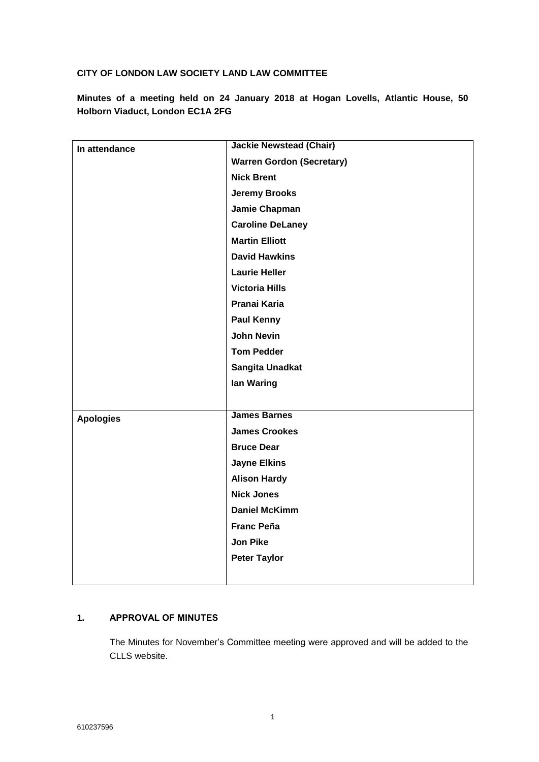**CITY OF LONDON LAW SOCIETY LAND LAW COMMITTEE**

**Minutes of a meeting held on 24 January 2018 at Hogan Lovells, Atlantic House, 50 Holborn Viaduct, London EC1A 2FG**

| | |
|---|---|
| **In attendance** | **Jackie Newstead (Chair)** |
| | **Warren Gordon (Secretary)** |
| | **Nick Brent** |
| | **Jeremy Brooks** |
| | **Jamie Chapman** |
| | **Caroline DeLaney** |
| | **Martin Elliott** |
| | **David Hawkins** |
| | **Laurie Heller** |
| | **Victoria Hills** |
| | **Pranai Karia** |
| | **Paul Kenny** |
| | **John Nevin** |
| | **Tom Pedder** |
| | **Sangita Unadkat** |
| | **Ian Waring** |
| **Apologies** | **James Barnes** |
| | **James Crookes** |
| | **Bruce Dear** |
| | **Jayne Elkins** |
| | **Alison Hardy** |
| | **Nick Jones** |
| | **Daniel McKimm** |
| | **Franc Peña** |
| | **Jon Pike** |
| | **Peter Taylor** |

## 1. APPROVAL OF MINUTES

The Minutes for November's Committee meeting were approved and will be added to the CLLS website.

610237596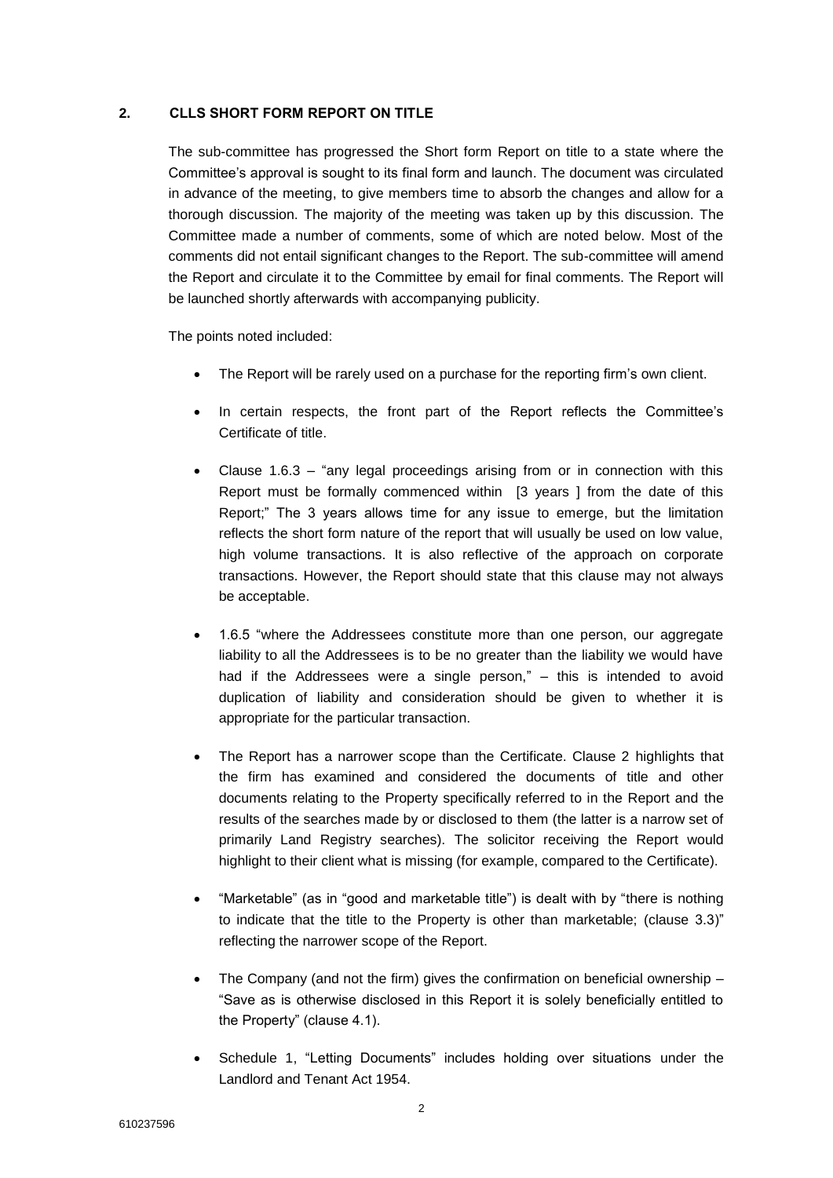## 2. CLLS SHORT FORM REPORT ON TITLE

The sub-committee has progressed the Short form Report on title to a state where the Committee's approval is sought to its final form and launch. The document was circulated in advance of the meeting, to give members time to absorb the changes and allow for a thorough discussion. The majority of the meeting was taken up by this discussion. The Committee made a number of comments, some of which are noted below. Most of the comments did not entail significant changes to the Report. The sub-committee will amend the Report and circulate it to the Committee by email for final comments. The Report will be launched shortly afterwards with accompanying publicity.

The points noted included:

- The Report will be rarely used on a purchase for the reporting firm's own client.
- In certain respects, the front part of the Report reflects the Committee's Certificate of title.
- Clause 1.6.3 – "any legal proceedings arising from or in connection with this Report must be formally commenced within [3 years ] from the date of this Report;" The 3 years allows time for any issue to emerge, but the limitation reflects the short form nature of the report that will usually be used on low value, high volume transactions. It is also reflective of the approach on corporate transactions. However, the Report should state that this clause may not always be acceptable.
- 1.6.5 "where the Addressees constitute more than one person, our aggregate liability to all the Addressees is to be no greater than the liability we would have had if the Addressees were a single person," – this is intended to avoid duplication of liability and consideration should be given to whether it is appropriate for the particular transaction.
- The Report has a narrower scope than the Certificate. Clause 2 highlights that the firm has examined and considered the documents of title and other documents relating to the Property specifically referred to in the Report and the results of the searches made by or disclosed to them (the latter is a narrow set of primarily Land Registry searches). The solicitor receiving the Report would highlight to their client what is missing (for example, compared to the Certificate).
- "Marketable" (as in "good and marketable title") is dealt with by "there is nothing to indicate that the title to the Property is other than marketable; (clause 3.3)" reflecting the narrower scope of the Report.
- The Company (and not the firm) gives the confirmation on beneficial ownership – "Save as is otherwise disclosed in this Report it is solely beneficially entitled to the Property" (clause 4.1).
- Schedule 1, "Letting Documents" includes holding over situations under the Landlord and Tenant Act 1954.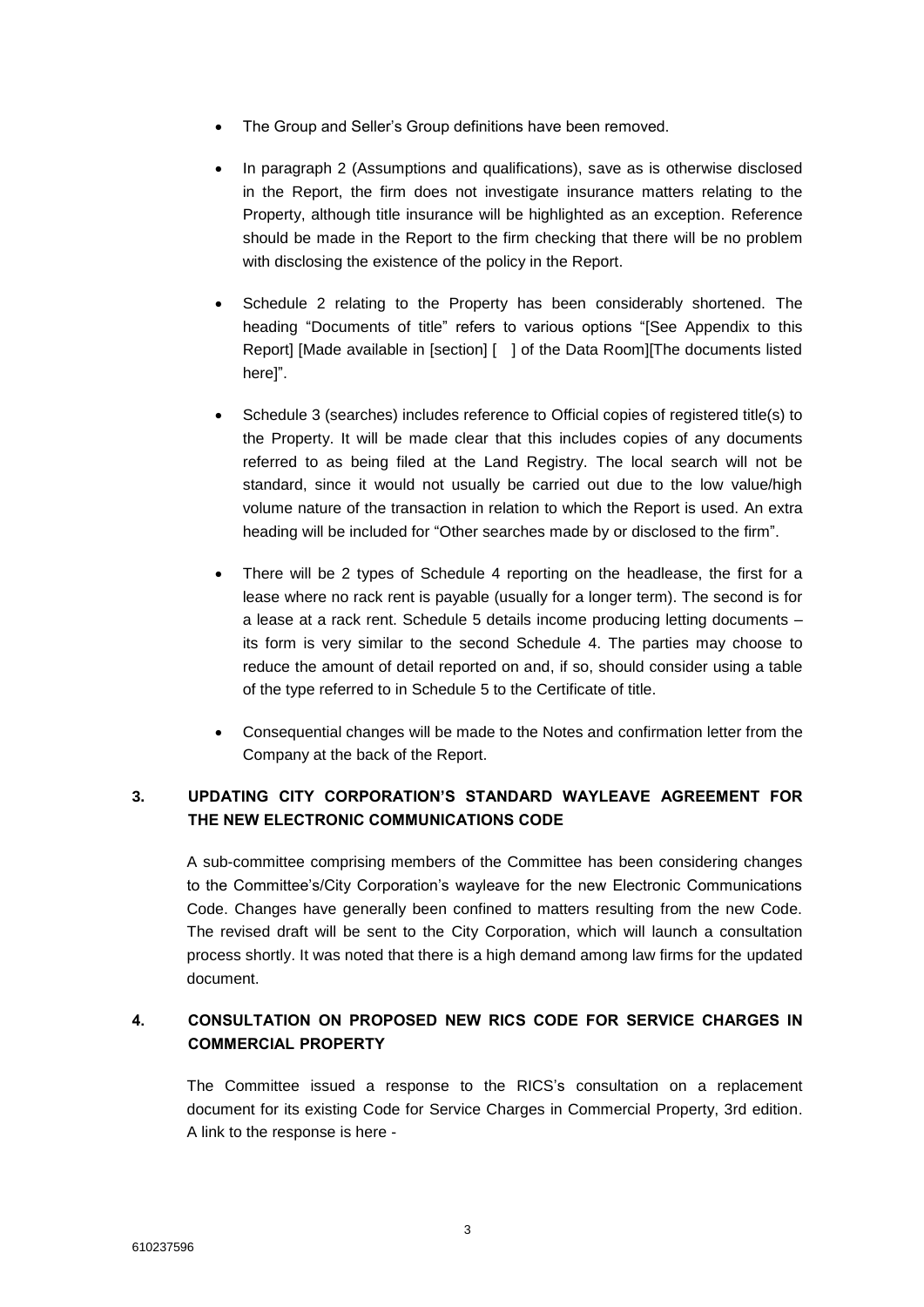- The Group and Seller's Group definitions have been removed.

- In paragraph 2 (Assumptions and qualifications), save as is otherwise disclosed in the Report, the firm does not investigate insurance matters relating to the Property, although title insurance will be highlighted as an exception. Reference should be made in the Report to the firm checking that there will be no problem with disclosing the existence of the policy in the Report.

- Schedule 2 relating to the Property has been considerably shortened. The heading "Documents of title" refers to various options "[See Appendix to this Report] [Made available in [section] [ ] of the Data Room][The documents listed here]".

- Schedule 3 (searches) includes reference to Official copies of registered title(s) to the Property. It will be made clear that this includes copies of any documents referred to as being filed at the Land Registry. The local search will not be standard, since it would not usually be carried out due to the low value/high volume nature of the transaction in relation to which the Report is used. An extra heading will be included for "Other searches made by or disclosed to the firm".

- There will be 2 types of Schedule 4 reporting on the headlease, the first for a lease where no rack rent is payable (usually for a longer term). The second is for a lease at a rack rent. Schedule 5 details income producing letting documents – its form is very similar to the second Schedule 4. The parties may choose to reduce the amount of detail reported on and, if so, should consider using a table of the type referred to in Schedule 5 to the Certificate of title.

- Consequential changes will be made to the Notes and confirmation letter from the Company at the back of the Report.

## 3. UPDATING CITY CORPORATION'S STANDARD WAYLEAVE AGREEMENT FOR THE NEW ELECTRONIC COMMUNICATIONS CODE

A sub-committee comprising members of the Committee has been considering changes to the Committee's/City Corporation's wayleave for the new Electronic Communications Code. Changes have generally been confined to matters resulting from the new Code. The revised draft will be sent to the City Corporation, which will launch a consultation process shortly. It was noted that there is a high demand among law firms for the updated document.

## 4. CONSULTATION ON PROPOSED NEW RICS CODE FOR SERVICE CHARGES IN COMMERCIAL PROPERTY

The Committee issued a response to the RICS's consultation on a replacement document for its existing Code for Service Charges in Commercial Property, 3rd edition. A link to the response is here -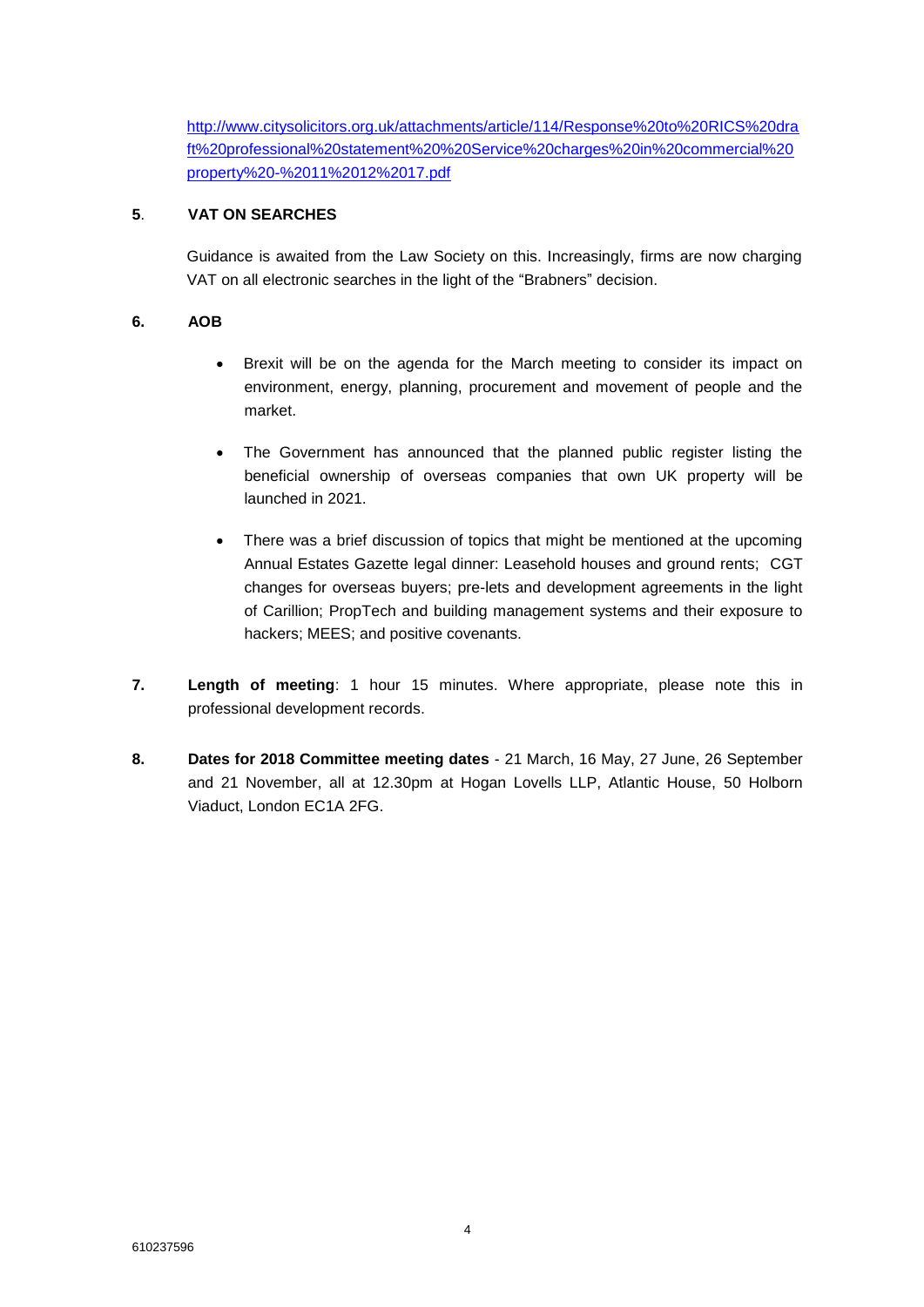http://www.citysolicitors.org.uk/attachments/article/114/Response%20to%20RICS%20draft%20professional%20statement%20%20Service%20charges%20in%20commercial%20property%20-%2011%2012%2017.pdf

**5**. **VAT ON SEARCHES**

Guidance is awaited from the Law Society on this. Increasingly, firms are now charging VAT on all electronic searches in the light of the "Brabners" decision.

**6. AOB**

- Brexit will be on the agenda for the March meeting to consider its impact on environment, energy, planning, procurement and movement of people and the market.
- The Government has announced that the planned public register listing the beneficial ownership of overseas companies that own UK property will be launched in 2021.
- There was a brief discussion of topics that might be mentioned at the upcoming Annual Estates Gazette legal dinner: Leasehold houses and ground rents; CGT changes for overseas buyers; pre-lets and development agreements in the light of Carillion; PropTech and building management systems and their exposure to hackers; MEES; and positive covenants.

**7. Length of meeting**: 1 hour 15 minutes. Where appropriate, please note this in professional development records.

**8. Dates for 2018 Committee meeting dates** - 21 March, 16 May, 27 June, 26 September and 21 November, all at 12.30pm at Hogan Lovells LLP, Atlantic House, 50 Holborn Viaduct, London EC1A 2FG.

610237596